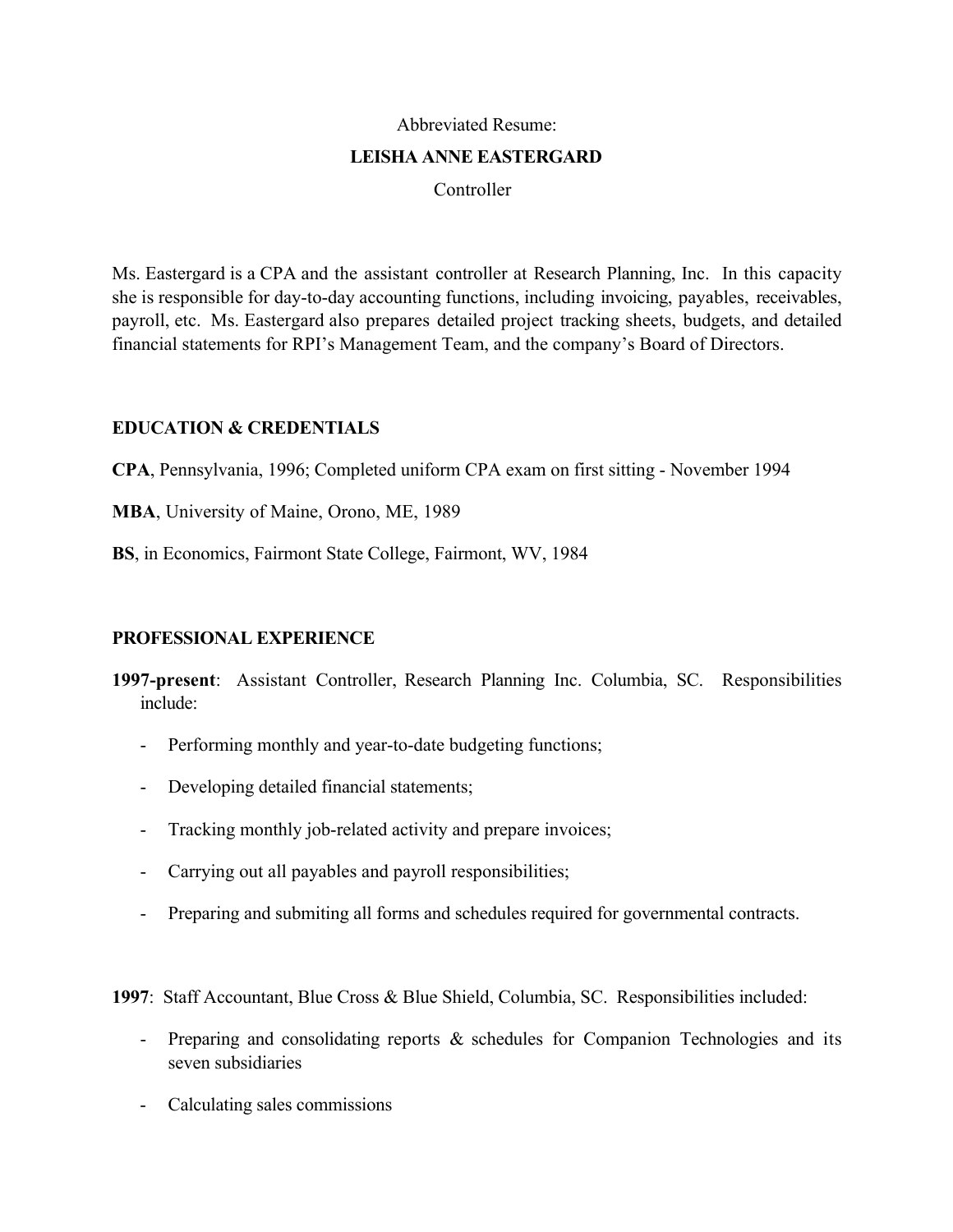Abbreviated Resume:

**LEISHA ANNE EASTERGARD**

Controller

Ms. Eastergard is a CPA and the assistant controller at Research Planning, Inc. In this capacity she is responsible for day-to-day accounting functions, including invoicing, payables, receivables, payroll, etc. Ms. Eastergard also prepares detailed project tracking sheets, budgets, and detailed financial statements for RPI's Management Team, and the company's Board of Directors.

## EDUCATION & CREDENTIALS

**CPA**, Pennsylvania, 1996; Completed uniform CPA exam on first sitting - November 1994

**MBA**, University of Maine, Orono, ME, 1989

**BS**, in Economics, Fairmont State College, Fairmont, WV, 1984

## PROFESSIONAL EXPERIENCE

**1997-present**: Assistant Controller, Research Planning Inc. Columbia, SC. Responsibilities include:

- Performing monthly and year-to-date budgeting functions;
- Developing detailed financial statements;
- Tracking monthly job-related activity and prepare invoices;
- Carrying out all payables and payroll responsibilities;
- Preparing and submiting all forms and schedules required for governmental contracts.

**1997**: Staff Accountant, Blue Cross & Blue Shield, Columbia, SC. Responsibilities included:

- Preparing and consolidating reports & schedules for Companion Technologies and its seven subsidiaries
- Calculating sales commissions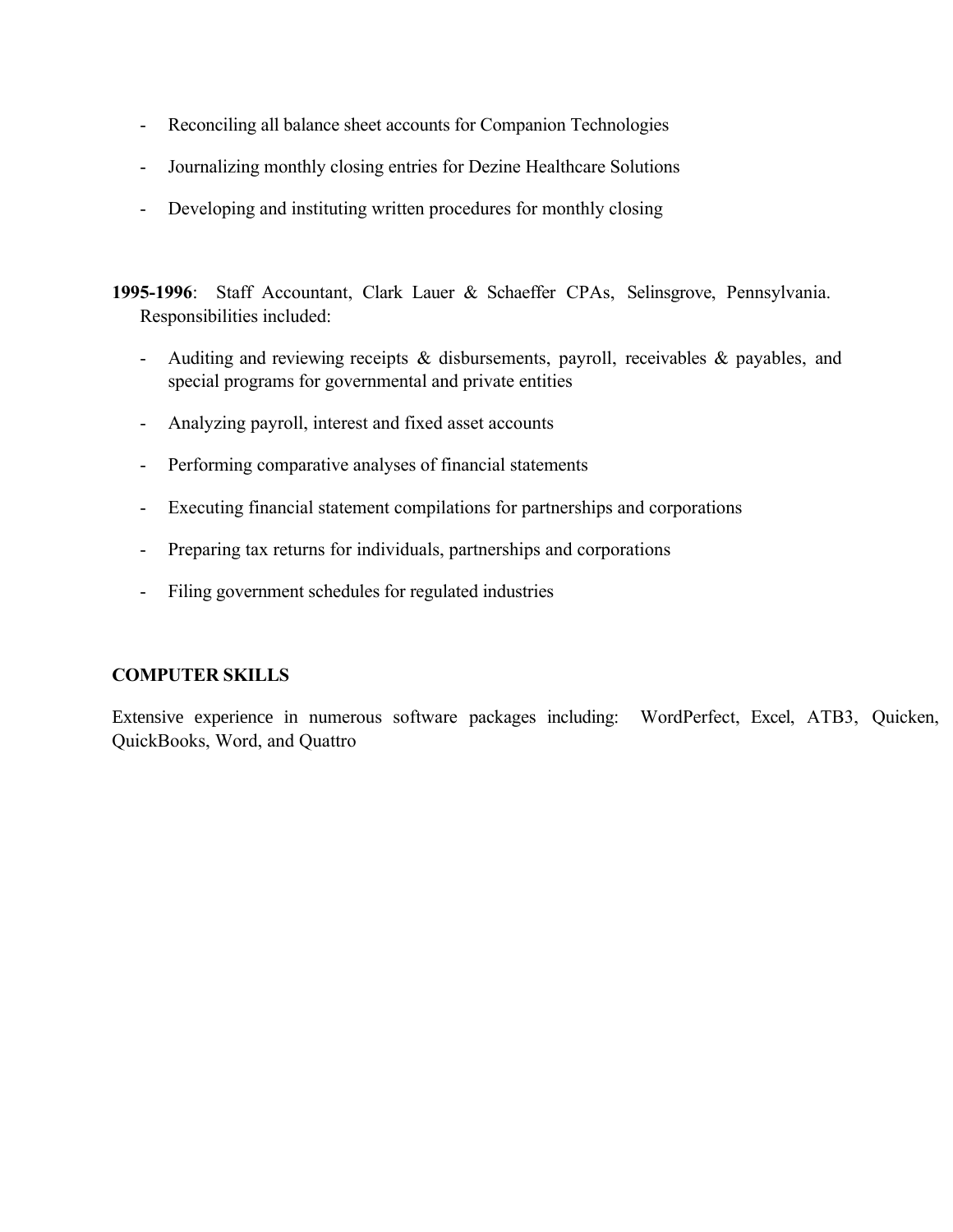- Reconciling all balance sheet accounts for Companion Technologies
- Journalizing monthly closing entries for Dezine Healthcare Solutions
- Developing and instituting written procedures for monthly closing

**1995-1996**: Staff Accountant, Clark Lauer & Schaeffer CPAs, Selinsgrove, Pennsylvania. Responsibilities included:

- Auditing and reviewing receipts & disbursements, payroll, receivables & payables, and special programs for governmental and private entities
- Analyzing payroll, interest and fixed asset accounts
- Performing comparative analyses of financial statements
- Executing financial statement compilations for partnerships and corporations
- Preparing tax returns for individuals, partnerships and corporations
- Filing government schedules for regulated industries

## COMPUTER SKILLS

Extensive experience in numerous software packages including: WordPerfect, Excel, ATB3, Quicken, QuickBooks, Word, and Quattro